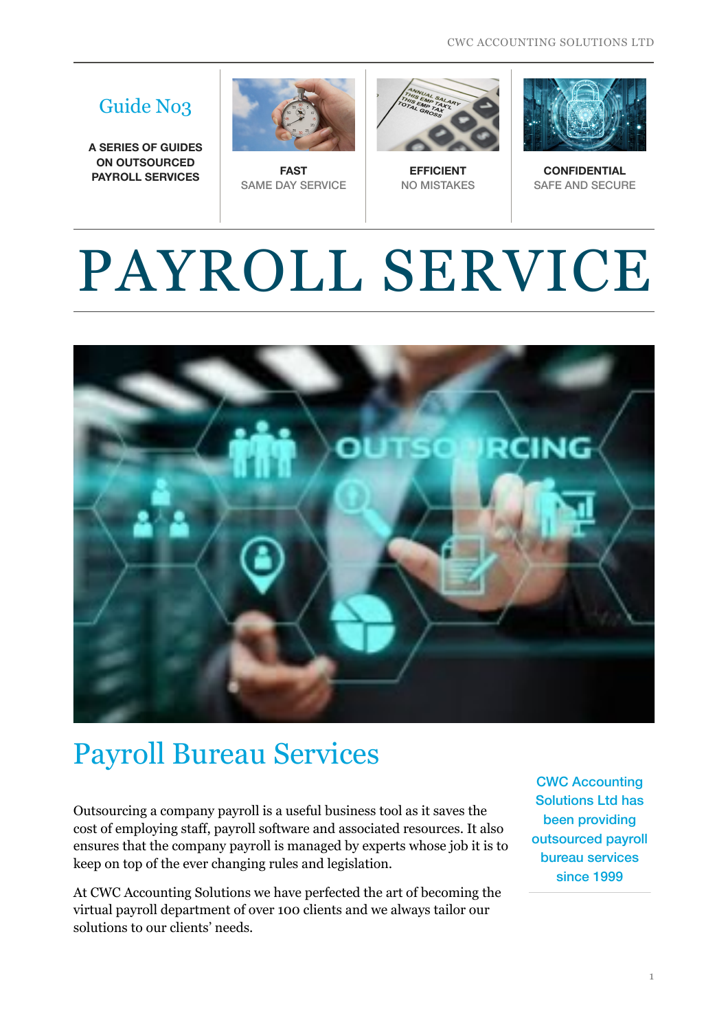## Guide No3

**A SERIES OF GUIDES ON OUTSOURCED PAYROLL SERVICES**

**FAST**
SAME DAY SERVICE

**EFFICIENT**
NO MISTAKES

**CONFIDENTIAL**
SAFE AND SECURE

# PAYROLL SERVICE

## Payroll Bureau Services

Outsourcing a company payroll is a useful business tool as it saves the cost of employing staff, payroll software and associated resources. It also ensures that the company payroll is managed by experts whose job it is to keep on top of the ever changing rules and legislation.

At CWC Accounting Solutions we have perfected the art of becoming the virtual payroll department of over 100 clients and we always tailor our solutions to our clients' needs.

CWC Accounting Solutions Ltd has been providing outsourced payroll bureau services since 1999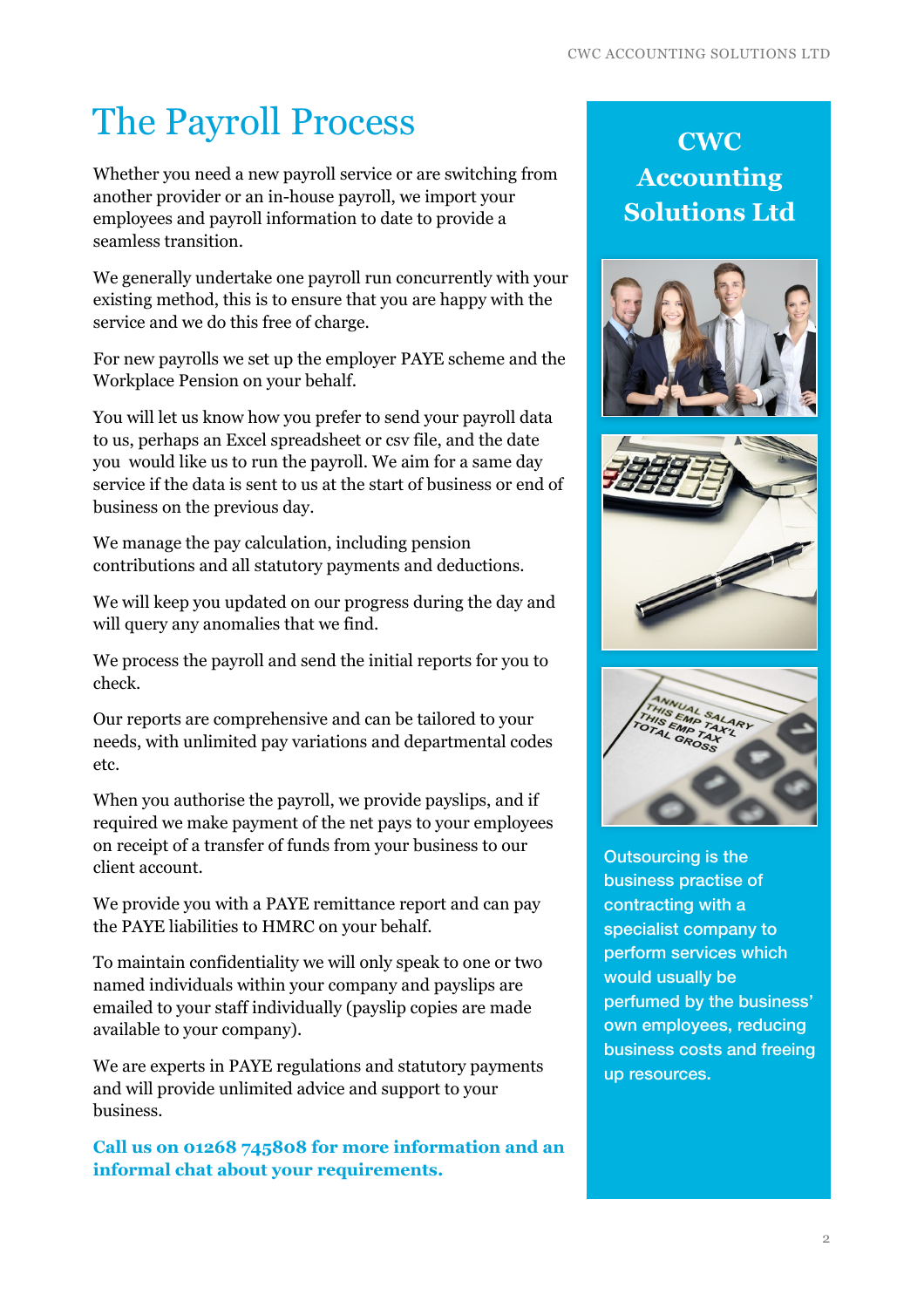# The Payroll Process

Whether you need a new payroll service or are switching from another provider or an in-house payroll, we import your employees and payroll information to date to provide a seamless transition.

We generally undertake one payroll run concurrently with your existing method, this is to ensure that you are happy with the service and we do this free of charge.

For new payrolls we set up the employer PAYE scheme and the Workplace Pension on your behalf.

You will let us know how you prefer to send your payroll data to us, perhaps an Excel spreadsheet or csv file, and the date you would like us to run the payroll. We aim for a same day service if the data is sent to us at the start of business or end of business on the previous day.

We manage the pay calculation, including pension contributions and all statutory payments and deductions.

We will keep you updated on our progress during the day and will query any anomalies that we find.

We process the payroll and send the initial reports for you to check.

Our reports are comprehensive and can be tailored to your needs, with unlimited pay variations and departmental codes etc.

When you authorise the payroll, we provide payslips, and if required we make payment of the net pays to your employees on receipt of a transfer of funds from your business to our client account.

We provide you with a PAYE remittance report and can pay the PAYE liabilities to HMRC on your behalf.

To maintain confidentiality we will only speak to one or two named individuals within your company and payslips are emailed to your staff individually (payslip copies are made available to your company).

We are experts in PAYE regulations and statutory payments and will provide unlimited advice and support to your business.

**Call us on 01268 745808 for more information and an informal chat about your requirements.**

## CWC Accounting Solutions Ltd

Outsourcing is the business practise of contracting with a specialist company to perform services which would usually be perfumed by the business' own employees, reducing business costs and freeing up resources.